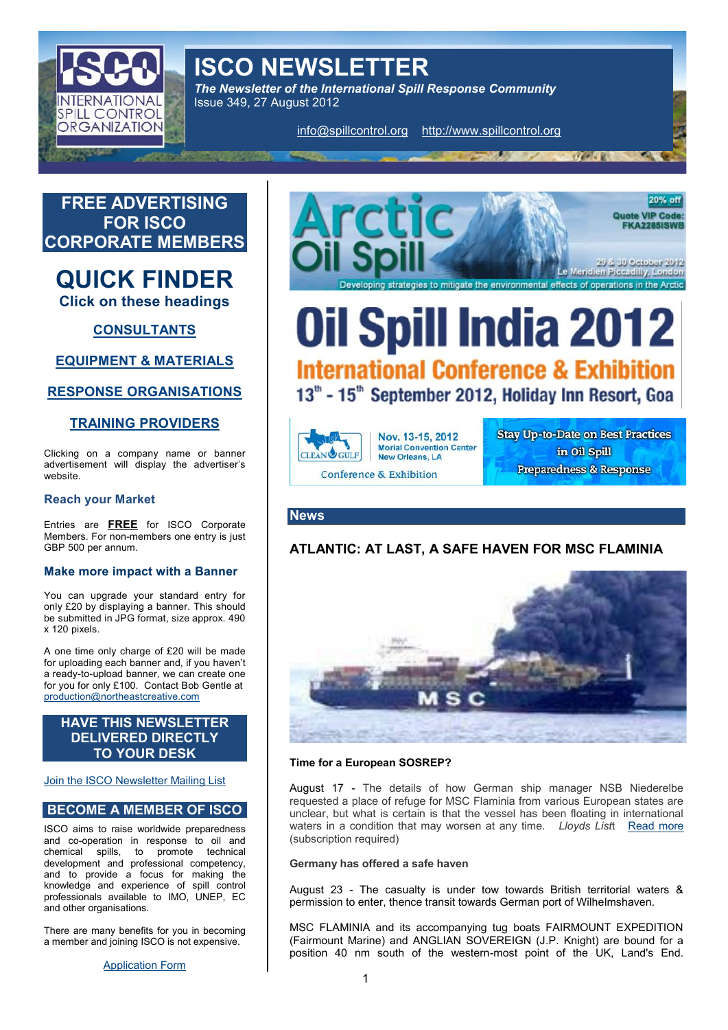# ISCO NEWSLETTER

***The Newsletter of the International Spill Response Community***

Issue 349, 27 August 2012

info@spillcontrol.org http://www.spillcontrol.org

## FREE ADVERTISING FOR ISCO CORPORATE MEMBERS

## QUICK FINDER

**Click on these headings**

**CONSULTANTS**

**EQUIPMENT & MATERIALS**

**RESPONSE ORGANISATIONS**

**TRAINING PROVIDERS**

Clicking on a company name or banner advertisement will display the advertiser's website.

### Reach your Market

Entries are **FREE** for ISCO Corporate Members. For non-members one entry is just GBP 500 per annum.

### Make more impact with a Banner

You can upgrade your standard entry for only £20 by displaying a banner. This should be submitted in JPG format, size approx. 490 x 120 pixels.

A one time only charge of £20 will be made for uploading each banner and, if you haven't a ready-to-upload banner, we can create one for you for only £100. Contact Bob Gentle at production@northeastcreative.com

## HAVE THIS NEWSLETTER DELIVERED DIRECTLY TO YOUR DESK

Join the ISCO Newsletter Mailing List

## BECOME A MEMBER OF ISCO

ISCO aims to raise worldwide preparedness and co-operation in response to oil and chemical spills, to promote technical development and professional competency, and to provide a focus for making the knowledge and experience of spill control professionals available to IMO, UNEP, EC and other organisations.

There are many benefits for you in becoming a member and joining ISCO is not expensive.

Application Form

Arctic Oil Spill — 20% off — Quote VIP Code: FKA2285ISWB — 29 & 30 October 2012, Le Meridien Piccadilly, London — Developing strategies to mitigate the environmental effects of operations in the Arctic

**Oil Spill India 2012**
**International Conference & Exhibition**
**13th - 15th September 2012, Holiday Inn Resort, Goa**

Clean Gulf Conference & Exhibition — Nov. 13-15, 2012, Morial Convention Center, New Orleans, LA — Stay Up-to-Date on Best Practices in Oil Spill Preparedness & Response

## News

### ATLANTIC: AT LAST, A SAFE HAVEN FOR MSC FLAMINIA

**Time for a European SOSREP?**

August 17 - The details of how German ship manager NSB Niederelbe requested a place of refuge for MSC Flaminia from various European states are unclear, but what is certain is that the vessel has been floating in international waters in a condition that may worsen at any time. *Lloyds Listt* Read more (subscription required)

**Germany has offered a safe haven**

August 23 - The casualty is under tow towards British territorial waters & permission to enter, thence transit towards German port of Wilhelmshaven.

MSC FLAMINIA and its accompanying tug boats FAIRMOUNT EXPEDITION (Fairmount Marine) and ANGLIAN SOVEREIGN (J.P. Knight) are bound for a position 40 nm south of the western-most point of the UK, Land's End.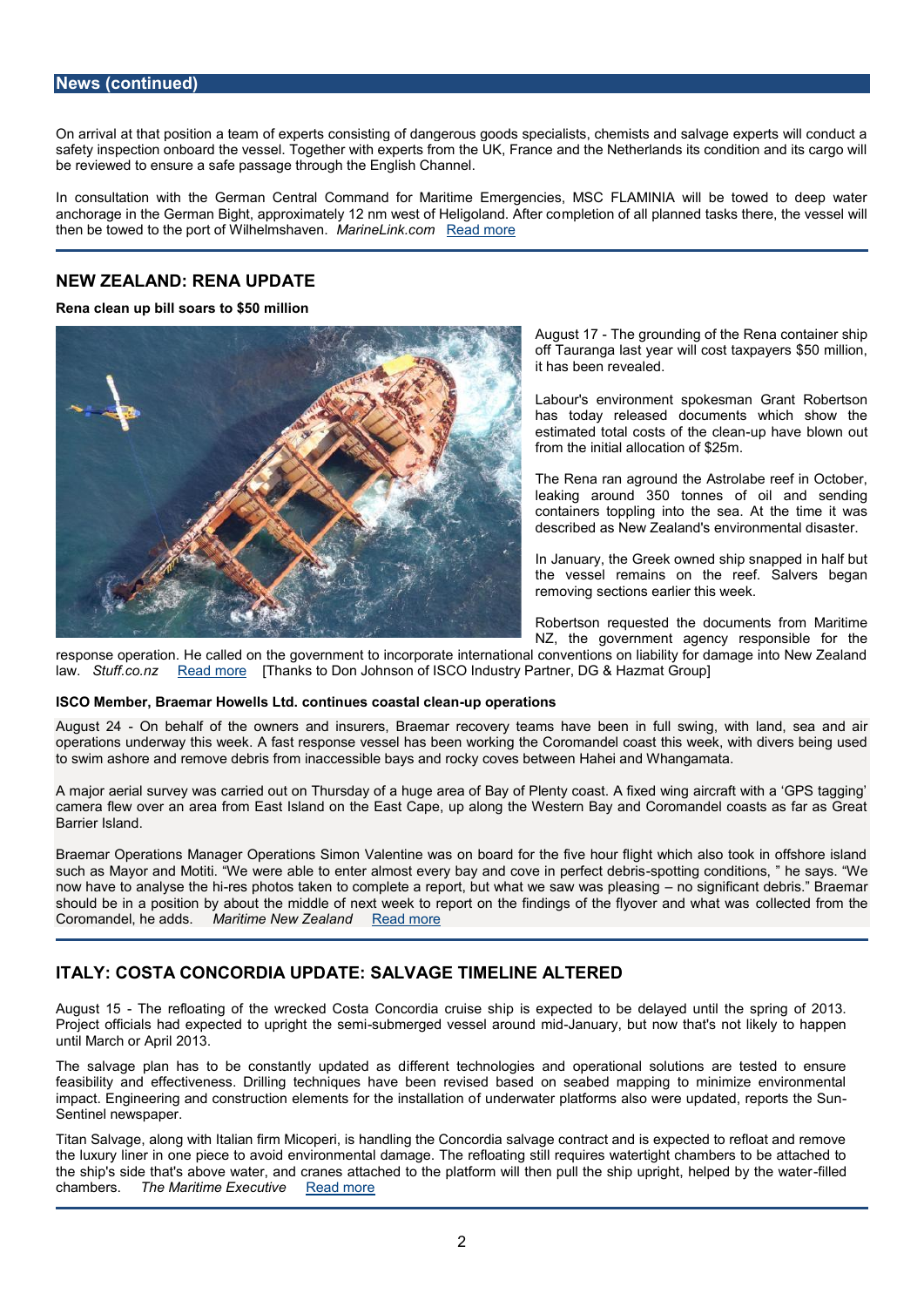## News (continued)

On arrival at that position a team of experts consisting of dangerous goods specialists, chemists and salvage experts will conduct a safety inspection onboard the vessel. Together with experts from the UK, France and the Netherlands its condition and its cargo will be reviewed to ensure a safe passage through the English Channel.

In consultation with the German Central Command for Maritime Emergencies, MSC FLAMINIA will be towed to deep water anchorage in the German Bight, approximately 12 nm west of Heligoland. After completion of all planned tasks there, the vessel will then be towed to the port of Wilhelmshaven. *MarineLink.com* Read more

## NEW ZEALAND: RENA UPDATE

**Rena clean up bill soars to $50 million**

August 17 - The grounding of the Rena container ship off Tauranga last year will cost taxpayers $50 million, it has been revealed.

Labour's environment spokesman Grant Robertson has today released documents which show the estimated total costs of the clean-up have blown out from the initial allocation of $25m.

The Rena ran aground the Astrolabe reef in October, leaking around 350 tonnes of oil and sending containers toppling into the sea. At the time it was described as New Zealand's environmental disaster.

In January, the Greek owned ship snapped in half but the vessel remains on the reef. Salvers began removing sections earlier this week.

Robertson requested the documents from Maritime NZ, the government agency responsible for the response operation. He called on the government to incorporate international conventions on liability for damage into New Zealand law. *Stuff.co.nz* Read more [Thanks to Don Johnson of ISCO Industry Partner, DG & Hazmat Group]

**ISCO Member, Braemar Howells Ltd. continues coastal clean-up operations**

August 24 - On behalf of the owners and insurers, Braemar recovery teams have been in full swing, with land, sea and air operations underway this week. A fast response vessel has been working the Coromandel coast this week, with divers being used to swim ashore and remove debris from inaccessible bays and rocky coves between Hahei and Whangamata.

A major aerial survey was carried out on Thursday of a huge area of Bay of Plenty coast. A fixed wing aircraft with a 'GPS tagging' camera flew over an area from East Island on the East Cape, up along the Western Bay and Coromandel coasts as far as Great Barrier Island.

Braemar Operations Manager Operations Simon Valentine was on board for the five hour flight which also took in offshore island such as Mayor and Motiti. "We were able to enter almost every bay and cove in perfect debris-spotting conditions, " he says. "We now have to analyse the hi-res photos taken to complete a report, but what we saw was pleasing – no significant debris." Braemar should be in a position by about the middle of next week to report on the findings of the flyover and what was collected from the Coromandel, he adds. *Maritime New Zealand* Read more

## ITALY: COSTA CONCORDIA UPDATE: SALVAGE TIMELINE ALTERED

August 15 - The refloating of the wrecked Costa Concordia cruise ship is expected to be delayed until the spring of 2013. Project officials had expected to upright the semi-submerged vessel around mid-January, but now that's not likely to happen until March or April 2013.

The salvage plan has to be constantly updated as different technologies and operational solutions are tested to ensure feasibility and effectiveness. Drilling techniques have been revised based on seabed mapping to minimize environmental impact. Engineering and construction elements for the installation of underwater platforms also were updated, reports the Sun-Sentinel newspaper.

Titan Salvage, along with Italian firm Micoperi, is handling the Concordia salvage contract and is expected to refloat and remove the luxury liner in one piece to avoid environmental damage. The refloating still requires watertight chambers to be attached to the ship's side that's above water, and cranes attached to the platform will then pull the ship upright, helped by the water-filled chambers. *The Maritime Executive* Read more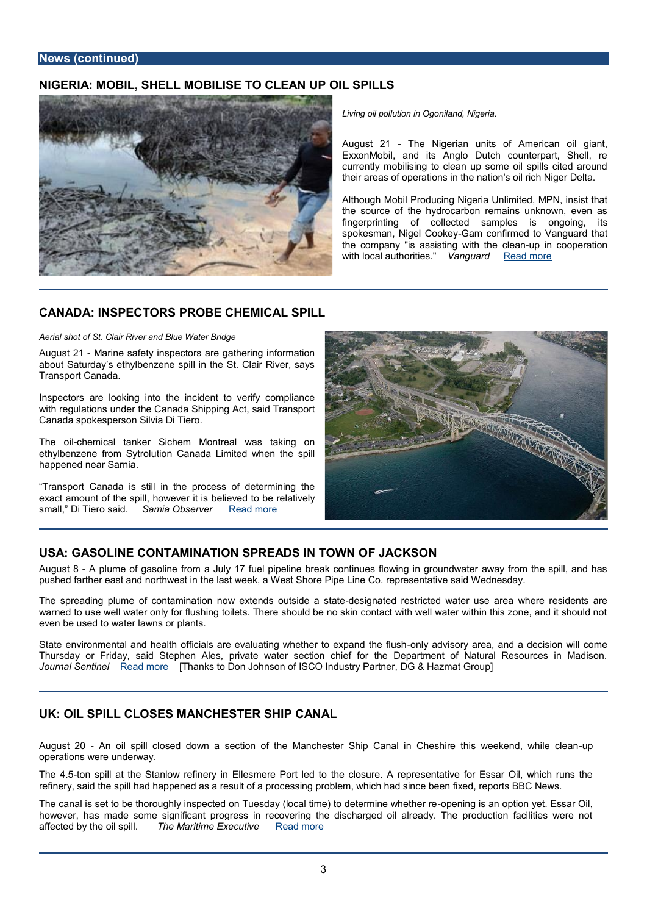## News (continued)

### NIGERIA: MOBIL, SHELL MOBILISE TO CLEAN UP OIL SPILLS

*Living oil pollution in Ogoniland, Nigeria.*

August 21 - The Nigerian units of American oil giant, ExxonMobil, and its Anglo Dutch counterpart, Shell, re currently mobilising to clean up some oil spills cited around their areas of operations in the nation's oil rich Niger Delta.

Although Mobil Producing Nigeria Unlimited, MPN, insist that the source of the hydrocarbon remains unknown, even as fingerprinting of collected samples is ongoing, its spokesman, Nigel Cookey-Gam confirmed to Vanguard that the company "is assisting with the clean-up in cooperation with local authorities." *Vanguard* Read more

### CANADA: INSPECTORS PROBE CHEMICAL SPILL

*Aerial shot of St. Clair River and Blue Water Bridge*

August 21 - Marine safety inspectors are gathering information about Saturday's ethylbenzene spill in the St. Clair River, says Transport Canada.

Inspectors are looking into the incident to verify compliance with regulations under the Canada Shipping Act, said Transport Canada spokesperson Silvia Di Tiero.

The oil-chemical tanker Sichem Montreal was taking on ethylbenzene from Sytrolution Canada Limited when the spill happened near Sarnia.

"Transport Canada is still in the process of determining the exact amount of the spill, however it is believed to be relatively small," Di Tiero said. *Samia Observer* Read more

### USA: GASOLINE CONTAMINATION SPREADS IN TOWN OF JACKSON

August 8 - A plume of gasoline from a July 17 fuel pipeline break continues flowing in groundwater away from the spill, and has pushed farther east and northwest in the last week, a West Shore Pipe Line Co. representative said Wednesday.

The spreading plume of contamination now extends outside a state-designated restricted water use area where residents are warned to use well water only for flushing toilets. There should be no skin contact with well water within this zone, and it should not even be used to water lawns or plants.

State environmental and health officials are evaluating whether to expand the flush-only advisory area, and a decision will come Thursday or Friday, said Stephen Ales, private water section chief for the Department of Natural Resources in Madison. *Journal Sentinel* Read more [Thanks to Don Johnson of ISCO Industry Partner, DG & Hazmat Group]

### UK: OIL SPILL CLOSES MANCHESTER SHIP CANAL

August 20 - An oil spill closed down a section of the Manchester Ship Canal in Cheshire this weekend, while clean-up operations were underway.

The 4.5-ton spill at the Stanlow refinery in Ellesmere Port led to the closure. A representative for Essar Oil, which runs the refinery, said the spill had happened as a result of a processing problem, which had since been fixed, reports BBC News.

The canal is set to be thoroughly inspected on Tuesday (local time) to determine whether re-opening is an option yet. Essar Oil, however, has made some significant progress in recovering the discharged oil already. The production facilities were not affected by the oil spill. *The Maritime Executive* Read more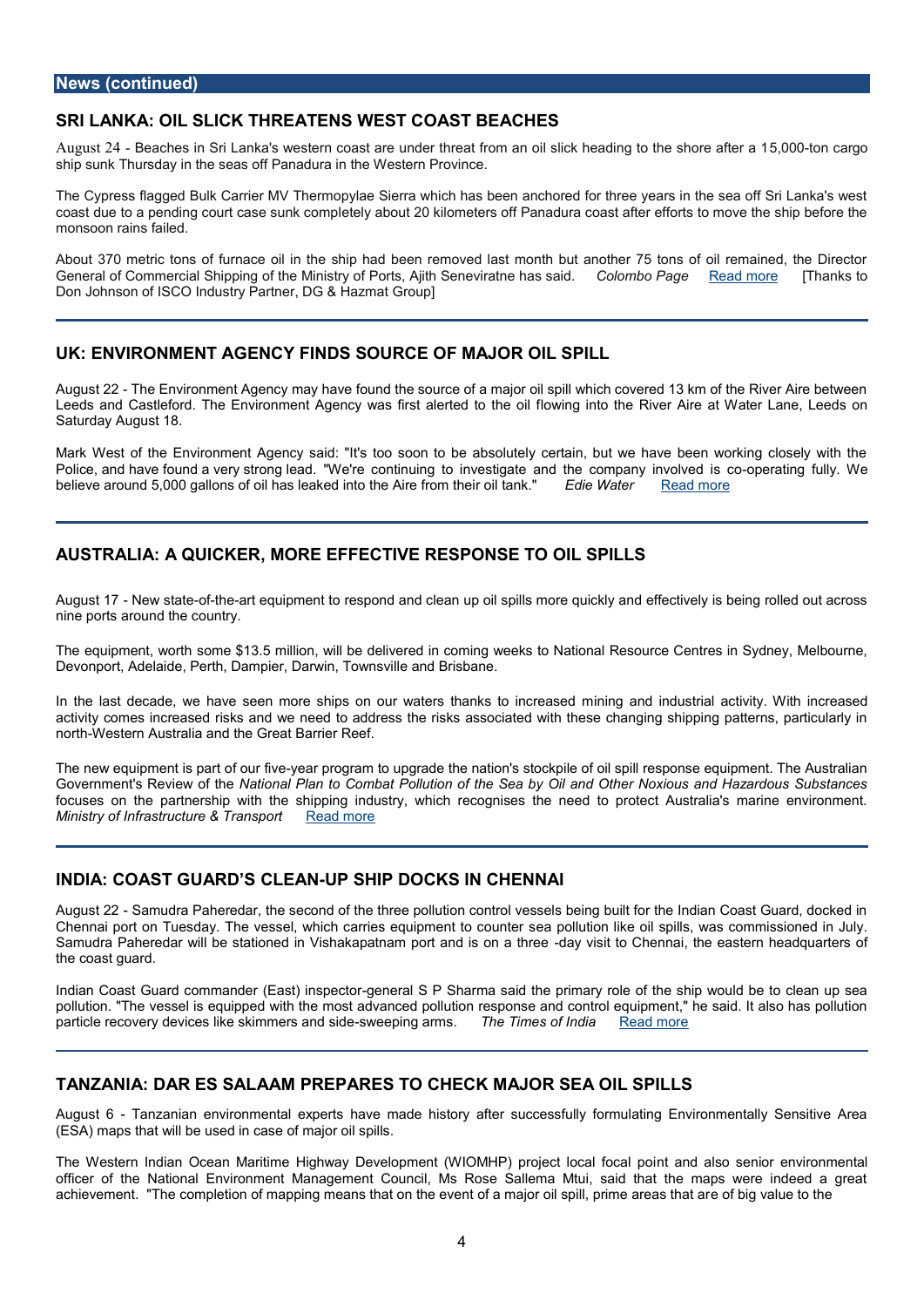## News (continued)

### SRI LANKA: OIL SLICK THREATENS WEST COAST BEACHES

August 24 - Beaches in Sri Lanka's western coast are under threat from an oil slick heading to the shore after a 15,000-ton cargo ship sunk Thursday in the seas off Panadura in the Western Province.

The Cypress flagged Bulk Carrier MV Thermopylae Sierra which has been anchored for three years in the sea off Sri Lanka's west coast due to a pending court case sunk completely about 20 kilometers off Panadura coast after efforts to move the ship before the monsoon rains failed.

About 370 metric tons of furnace oil in the ship had been removed last month but another 75 tons of oil remained, the Director General of Commercial Shipping of the Ministry of Ports, Ajith Seneviratne has said. *Colombo Page* Read more [Thanks to Don Johnson of ISCO Industry Partner, DG & Hazmat Group]

### UK: ENVIRONMENT AGENCY FINDS SOURCE OF MAJOR OIL SPILL

August 22 - The Environment Agency may have found the source of a major oil spill which covered 13 km of the River Aire between Leeds and Castleford. The Environment Agency was first alerted to the oil flowing into the River Aire at Water Lane, Leeds on Saturday August 18.

Mark West of the Environment Agency said: "It's too soon to be absolutely certain, but we have been working closely with the Police, and have found a very strong lead. "We're continuing to investigate and the company involved is co-operating fully. We believe around 5,000 gallons of oil has leaked into the Aire from their oil tank." *Edie Water* Read more

### AUSTRALIA: A QUICKER, MORE EFFECTIVE RESPONSE TO OIL SPILLS

August 17 - New state-of-the-art equipment to respond and clean up oil spills more quickly and effectively is being rolled out across nine ports around the country.

The equipment, worth some $13.5 million, will be delivered in coming weeks to National Resource Centres in Sydney, Melbourne, Devonport, Adelaide, Perth, Dampier, Darwin, Townsville and Brisbane.

In the last decade, we have seen more ships on our waters thanks to increased mining and industrial activity. With increased activity comes increased risks and we need to address the risks associated with these changing shipping patterns, particularly in north-Western Australia and the Great Barrier Reef.

The new equipment is part of our five-year program to upgrade the nation's stockpile of oil spill response equipment. The Australian Government's Review of the *National Plan to Combat Pollution of the Sea by Oil and Other Noxious and Hazardous Substances* focuses on the partnership with the shipping industry, which recognises the need to protect Australia's marine environment. *Ministry of Infrastructure & Transport* Read more

### INDIA: COAST GUARD'S CLEAN-UP SHIP DOCKS IN CHENNAI

August 22 - Samudra Paheredar, the second of the three pollution control vessels being built for the Indian Coast Guard, docked in Chennai port on Tuesday. The vessel, which carries equipment to counter sea pollution like oil spills, was commissioned in July. Samudra Paheredar will be stationed in Vishakapatnam port and is on a three -day visit to Chennai, the eastern headquarters of the coast guard.

Indian Coast Guard commander (East) inspector-general S P Sharma said the primary role of the ship would be to clean up sea pollution. "The vessel is equipped with the most advanced pollution response and control equipment," he said. It also has pollution particle recovery devices like skimmers and side-sweeping arms. *The Times of India* Read more

### TANZANIA: DAR ES SALAAM PREPARES TO CHECK MAJOR SEA OIL SPILLS

August 6 - Tanzanian environmental experts have made history after successfully formulating Environmentally Sensitive Area (ESA) maps that will be used in case of major oil spills.

The Western Indian Ocean Maritime Highway Development (WIOMHP) project local focal point and also senior environmental officer of the National Environment Management Council, Ms Rose Sallema Mtui, said that the maps were indeed a great achievement. "The completion of mapping means that on the event of a major oil spill, prime areas that are of big value to the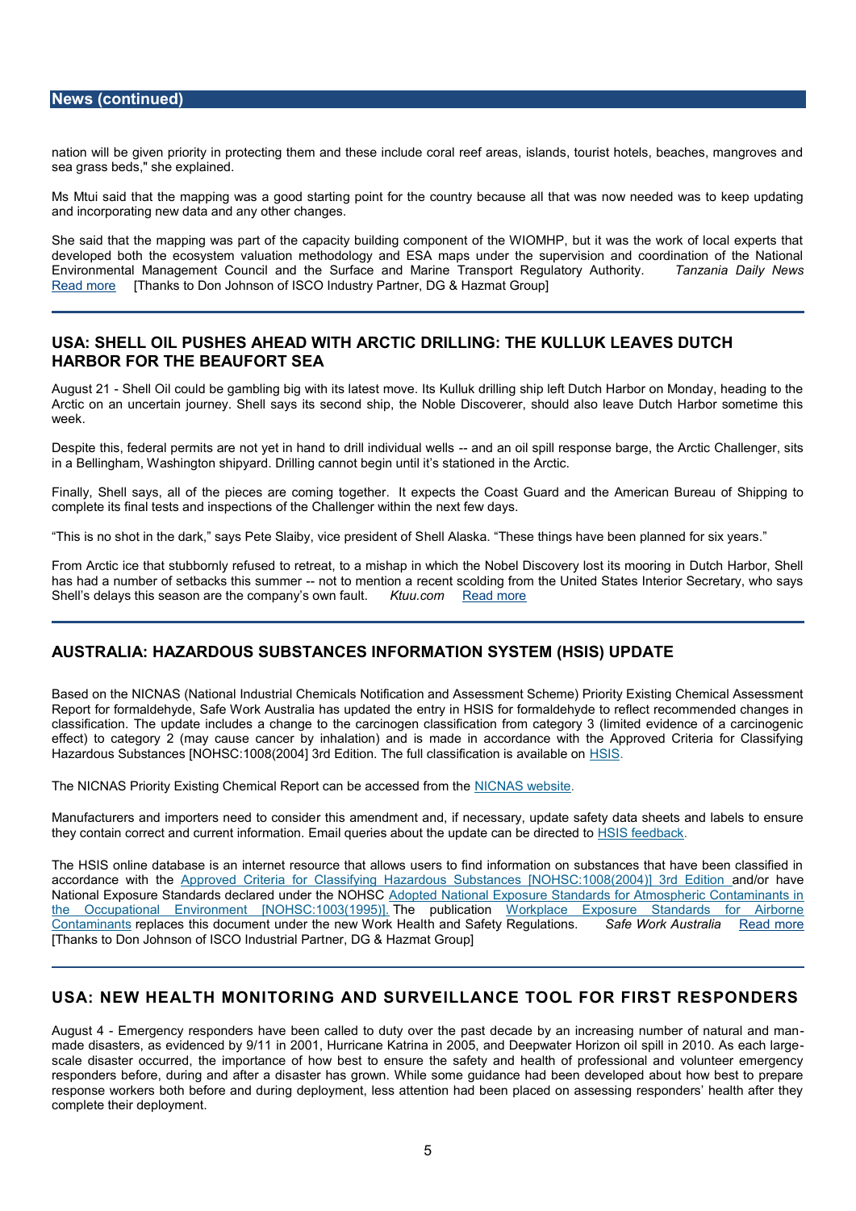## News (continued)

nation will be given priority in protecting them and these include coral reef areas, islands, tourist hotels, beaches, mangroves and sea grass beds," she explained.

Ms Mtui said that the mapping was a good starting point for the country because all that was now needed was to keep updating and incorporating new data and any other changes.

She said that the mapping was part of the capacity building component of the WIOMHP, but it was the work of local experts that developed both the ecosystem valuation methodology and ESA maps under the supervision and coordination of the National Environmental Management Council and the Surface and Marine Transport Regulatory Authority. *Tanzania Daily News* Read more [Thanks to Don Johnson of ISCO Industry Partner, DG & Hazmat Group]

---

## USA: SHELL OIL PUSHES AHEAD WITH ARCTIC DRILLING: THE KULLUK LEAVES DUTCH HARBOR FOR THE BEAUFORT SEA

August 21 - Shell Oil could be gambling big with its latest move. Its Kulluk drilling ship left Dutch Harbor on Monday, heading to the Arctic on an uncertain journey. Shell says its second ship, the Noble Discoverer, should also leave Dutch Harbor sometime this week.

Despite this, federal permits are not yet in hand to drill individual wells -- and an oil spill response barge, the Arctic Challenger, sits in a Bellingham, Washington shipyard. Drilling cannot begin until it's stationed in the Arctic.

Finally, Shell says, all of the pieces are coming together. It expects the Coast Guard and the American Bureau of Shipping to complete its final tests and inspections of the Challenger within the next few days.

"This is no shot in the dark," says Pete Slaiby, vice president of Shell Alaska. "These things have been planned for six years."

From Arctic ice that stubbornly refused to retreat, to a mishap in which the Nobel Discovery lost its mooring in Dutch Harbor, Shell has had a number of setbacks this summer -- not to mention a recent scolding from the United States Interior Secretary, who says Shell's delays this season are the company's own fault. *Ktuu.com* Read more

---

## AUSTRALIA: HAZARDOUS SUBSTANCES INFORMATION SYSTEM (HSIS) UPDATE

Based on the NICNAS (National Industrial Chemicals Notification and Assessment Scheme) Priority Existing Chemical Assessment Report for formaldehyde, Safe Work Australia has updated the entry in HSIS for formaldehyde to reflect recommended changes in classification. The update includes a change to the carcinogen classification from category 3 (limited evidence of a carcinogenic effect) to category 2 (may cause cancer by inhalation) and is made in accordance with the Approved Criteria for Classifying Hazardous Substances [NOHSC:1008(2004] 3rd Edition. The full classification is available on HSIS.

The NICNAS Priority Existing Chemical Report can be accessed from the NICNAS website.

Manufacturers and importers need to consider this amendment and, if necessary, update safety data sheets and labels to ensure they contain correct and current information. Email queries about the update can be directed to HSIS feedback.

The HSIS online database is an internet resource that allows users to find information on substances that have been classified in accordance with the Approved Criteria for Classifying Hazardous Substances [NOHSC:1008(2004)] 3rd Edition and/or have National Exposure Standards declared under the NOHSC Adopted National Exposure Standards for Atmospheric Contaminants in the Occupational Environment [NOHSC:1003(1995)]. The publication Workplace Exposure Standards for Airborne Contaminants replaces this document under the new Work Health and Safety Regulations. *Safe Work Australia* Read more [Thanks to Don Johnson of ISCO Industrial Partner, DG & Hazmat Group]

---

## USA: NEW HEALTH MONITORING AND SURVEILLANCE TOOL FOR FIRST RESPONDERS

August 4 - Emergency responders have been called to duty over the past decade by an increasing number of natural and man-made disasters, as evidenced by 9/11 in 2001, Hurricane Katrina in 2005, and Deepwater Horizon oil spill in 2010. As each large-scale disaster occurred, the importance of how best to ensure the safety and health of professional and volunteer emergency responders before, during and after a disaster has grown. While some guidance had been developed about how best to prepare response workers both before and during deployment, less attention had been placed on assessing responders' health after they complete their deployment.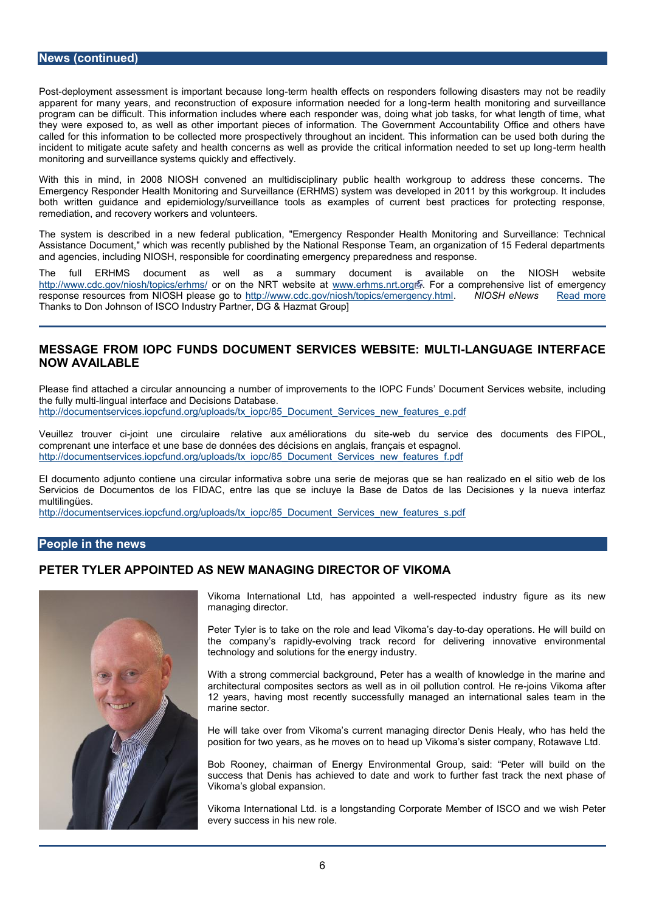## News (continued)

Post-deployment assessment is important because long-term health effects on responders following disasters may not be readily apparent for many years, and reconstruction of exposure information needed for a long-term health monitoring and surveillance program can be difficult. This information includes where each responder was, doing what job tasks, for what length of time, what they were exposed to, as well as other important pieces of information. The Government Accountability Office and others have called for this information to be collected more prospectively throughout an incident. This information can be used both during the incident to mitigate acute safety and health concerns as well as provide the critical information needed to set up long-term health monitoring and surveillance systems quickly and effectively.

With this in mind, in 2008 NIOSH convened an multidisciplinary public health workgroup to address these concerns. The Emergency Responder Health Monitoring and Surveillance (ERHMS) system was developed in 2011 by this workgroup. It includes both written guidance and epidemiology/surveillance tools as examples of current best practices for protecting response, remediation, and recovery workers and volunteers.

The system is described in a new federal publication, "Emergency Responder Health Monitoring and Surveillance: Technical Assistance Document," which was recently published by the National Response Team, an organization of 15 Federal departments and agencies, including NIOSH, responsible for coordinating emergency preparedness and response.

The full ERHMS document as well as a summary document is available on the NIOSH website http://www.cdc.gov/niosh/topics/erhms/ or on the NRT website at www.erhms.nrt.org. For a comprehensive list of emergency response resources from NIOSH please go to http://www.cdc.gov/niosh/topics/emergency.html. *NIOSH eNews* Read more
Thanks to Don Johnson of ISCO Industry Partner, DG & Hazmat Group]

### MESSAGE FROM IOPC FUNDS DOCUMENT SERVICES WEBSITE: MULTI-LANGUAGE INTERFACE NOW AVAILABLE

Please find attached a circular announcing a number of improvements to the IOPC Funds' Document Services website, including the fully multi-lingual interface and Decisions Database.
http://documentservices.iopcfund.org/uploads/tx_iopc/85_Document_Services_new_features_e.pdf

Veuillez trouver ci-joint une circulaire relative aux améliorations du site-web du service des documents des FIPOL, comprenant une interface et une base de données des décisions en anglais, français et espagnol.
http://documentservices.iopcfund.org/uploads/tx_iopc/85_Document_Services_new_features_f.pdf

El documento adjunto contiene una circular informativa sobre una serie de mejoras que se han realizado en el sitio web de los Servicios de Documentos de los FIDAC, entre las que se incluye la Base de Datos de las Decisiones y la nueva interfaz multilingües.
http://documentservices.iopcfund.org/uploads/tx_iopc/85_Document_Services_new_features_s.pdf

## People in the news

### PETER TYLER APPOINTED AS NEW MANAGING DIRECTOR OF VIKOMA

Vikoma International Ltd, has appointed a well-respected industry figure as its new managing director.

Peter Tyler is to take on the role and lead Vikoma's day-to-day operations. He will build on the company's rapidly-evolving track record for delivering innovative environmental technology and solutions for the energy industry.

With a strong commercial background, Peter has a wealth of knowledge in the marine and architectural composites sectors as well as in oil pollution control. He re-joins Vikoma after 12 years, having most recently successfully managed an international sales team in the marine sector.

He will take over from Vikoma's current managing director Denis Healy, who has held the position for two years, as he moves on to head up Vikoma's sister company, Rotawave Ltd.

Bob Rooney, chairman of Energy Environmental Group, said: "Peter will build on the success that Denis has achieved to date and work to further fast track the next phase of Vikoma's global expansion.

Vikoma International Ltd. is a longstanding Corporate Member of ISCO and we wish Peter every success in his new role.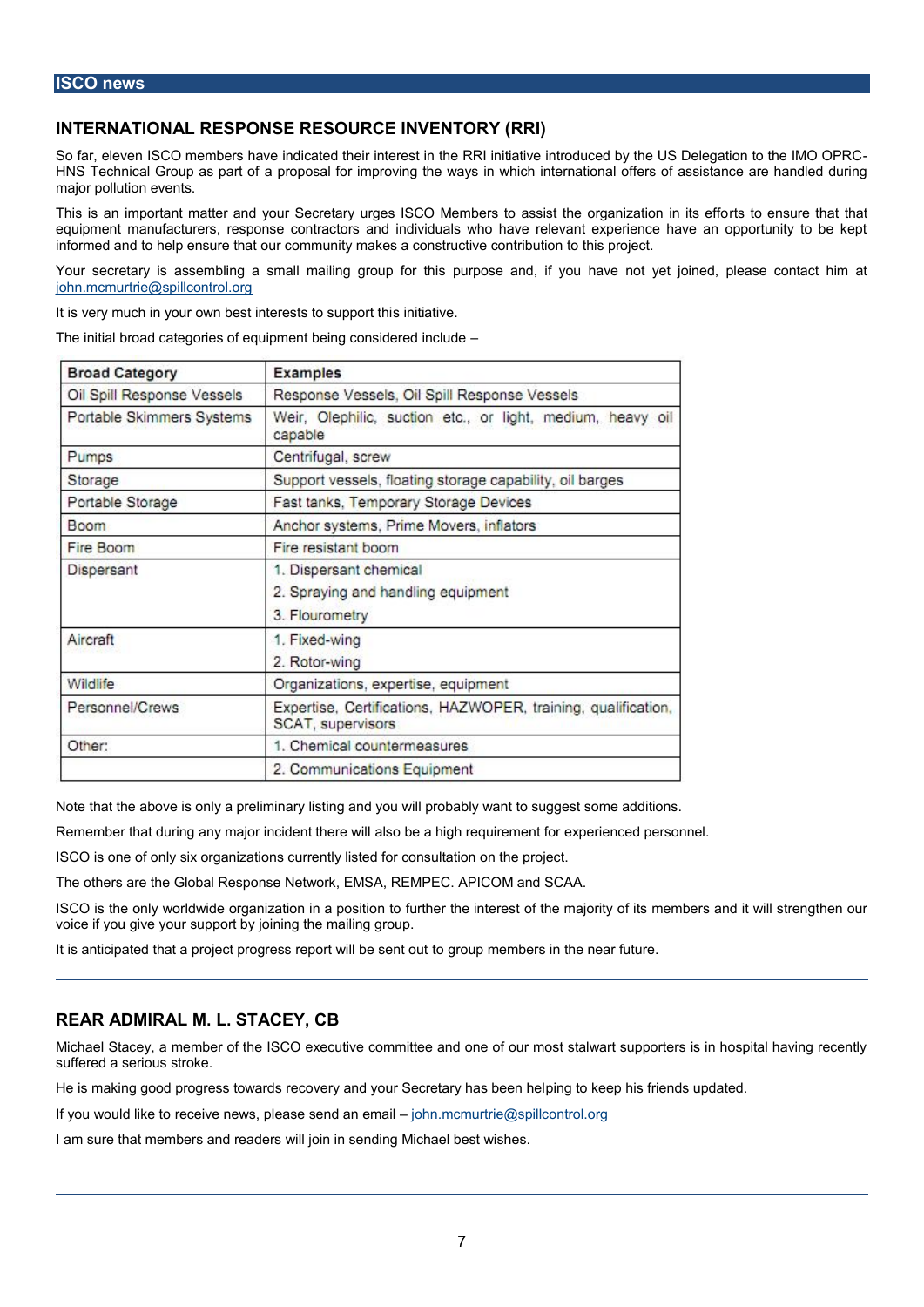## ISCO news

### INTERNATIONAL RESPONSE RESOURCE INVENTORY (RRI)

So far, eleven ISCO members have indicated their interest in the RRI initiative introduced by the US Delegation to the IMO OPRC-HNS Technical Group as part of a proposal for improving the ways in which international offers of assistance are handled during major pollution events.

This is an important matter and your Secretary urges ISCO Members to assist the organization in its efforts to ensure that that equipment manufacturers, response contractors and individuals who have relevant experience have an opportunity to be kept informed and to help ensure that our community makes a constructive contribution to this project.

Your secretary is assembling a small mailing group for this purpose and, if you have not yet joined, please contact him at john.mcmurtrie@spillcontrol.org

It is very much in your own best interests to support this initiative.

The initial broad categories of equipment being considered include –

| Broad Category | Examples |
|---|---|
| Oil Spill Response Vessels | Response Vessels, Oil Spill Response Vessels |
| Portable Skimmers Systems | Weir, Olephilic, suction etc., or light, medium, heavy oil capable |
| Pumps | Centrifugal, screw |
| Storage | Support vessels, floating storage capability, oil barges |
| Portable Storage | Fast tanks, Temporary Storage Devices |
| Boom | Anchor systems, Prime Movers, inflators |
| Fire Boom | Fire resistant boom |
| Dispersant | 1. Dispersant chemical<br>2. Spraying and handling equipment<br>3. Flourometry |
| Aircraft | 1. Fixed-wing<br>2. Rotor-wing |
| Wildlife | Organizations, expertise, equipment |
| Personnel/Crews | Expertise, Certifications, HAZWOPER, training, qualification, SCAT, supervisors |
| Other: | 1. Chemical countermeasures |
| | 2. Communications Equipment |

Note that the above is only a preliminary listing and you will probably want to suggest some additions.

Remember that during any major incident there will also be a high requirement for experienced personnel.

ISCO is one of only six organizations currently listed for consultation on the project.

The others are the Global Response Network, EMSA, REMPEC. APICOM and SCAA.

ISCO is the only worldwide organization in a position to further the interest of the majority of its members and it will strengthen our voice if you give your support by joining the mailing group.

It is anticipated that a project progress report will be sent out to group members in the near future.

---

### REAR ADMIRAL M. L. STACEY, CB

Michael Stacey, a member of the ISCO executive committee and one of our most stalwart supporters is in hospital having recently suffered a serious stroke.

He is making good progress towards recovery and your Secretary has been helping to keep his friends updated.

If you would like to receive news, please send an email – john.mcmurtrie@spillcontrol.org

I am sure that members and readers will join in sending Michael best wishes.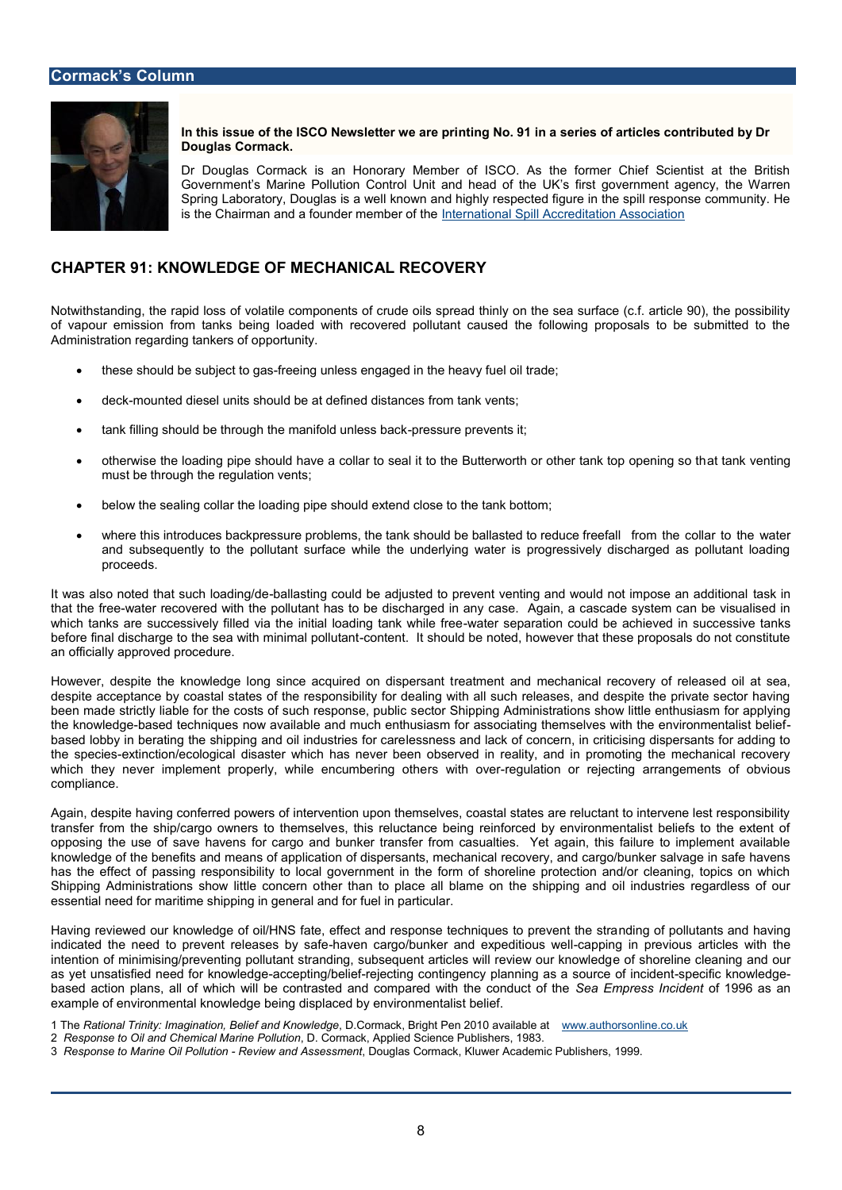## Cormack's Column

**In this issue of the ISCO Newsletter we are printing No. 91 in a series of articles contributed by Dr Douglas Cormack.**

Dr Douglas Cormack is an Honorary Member of ISCO. As the former Chief Scientist at the British Government's Marine Pollution Control Unit and head of the UK's first government agency, the Warren Spring Laboratory, Douglas is a well known and highly respected figure in the spill response community. He is the Chairman and a founder member of the International Spill Accreditation Association

# CHAPTER 91: KNOWLEDGE OF MECHANICAL RECOVERY

Notwithstanding, the rapid loss of volatile components of crude oils spread thinly on the sea surface (c.f. article 90), the possibility of vapour emission from tanks being loaded with recovered pollutant caused the following proposals to be submitted to the Administration regarding tankers of opportunity.

- these should be subject to gas-freeing unless engaged in the heavy fuel oil trade;
- deck-mounted diesel units should be at defined distances from tank vents;
- tank filling should be through the manifold unless back-pressure prevents it;
- otherwise the loading pipe should have a collar to seal it to the Butterworth or other tank top opening so that tank venting must be through the regulation vents;
- below the sealing collar the loading pipe should extend close to the tank bottom;
- where this introduces backpressure problems, the tank should be ballasted to reduce freefall from the collar to the water and subsequently to the pollutant surface while the underlying water is progressively discharged as pollutant loading proceeds.

It was also noted that such loading/de-ballasting could be adjusted to prevent venting and would not impose an additional task in that the free-water recovered with the pollutant has to be discharged in any case. Again, a cascade system can be visualised in which tanks are successively filled via the initial loading tank while free-water separation could be achieved in successive tanks before final discharge to the sea with minimal pollutant-content. It should be noted, however that these proposals do not constitute an officially approved procedure.

However, despite the knowledge long since acquired on dispersant treatment and mechanical recovery of released oil at sea, despite acceptance by coastal states of the responsibility for dealing with all such releases, and despite the private sector having been made strictly liable for the costs of such response, public sector Shipping Administrations show little enthusiasm for applying the knowledge-based techniques now available and much enthusiasm for associating themselves with the environmentalist belief-based lobby in berating the shipping and oil industries for carelessness and lack of concern, in criticising dispersants for adding to the species-extinction/ecological disaster which has never been observed in reality, and in promoting the mechanical recovery which they never implement properly, while encumbering others with over-regulation or rejecting arrangements of obvious compliance.

Again, despite having conferred powers of intervention upon themselves, coastal states are reluctant to intervene lest responsibility transfer from the ship/cargo owners to themselves, this reluctance being reinforced by environmentalist beliefs to the extent of opposing the use of save havens for cargo and bunker transfer from casualties. Yet again, this failure to implement available knowledge of the benefits and means of application of dispersants, mechanical recovery, and cargo/bunker salvage in safe havens has the effect of passing responsibility to local government in the form of shoreline protection and/or cleaning, topics on which Shipping Administrations show little concern other than to place all blame on the shipping and oil industries regardless of our essential need for maritime shipping in general and for fuel in particular.

Having reviewed our knowledge of oil/HNS fate, effect and response techniques to prevent the stranding of pollutants and having indicated the need to prevent releases by safe-haven cargo/bunker and expeditious well-capping in previous articles with the intention of minimising/preventing pollutant stranding, subsequent articles will review our knowledge of shoreline cleaning and our as yet unsatisfied need for knowledge-accepting/belief-rejecting contingency planning as a source of incident-specific knowledge-based action plans, all of which will be contrasted and compared with the conduct of the *Sea Empress Incident* of 1996 as an example of environmental knowledge being displaced by environmentalist belief.

1 The *Rational Trinity: Imagination, Belief and Knowledge*, D.Cormack, Bright Pen 2010 available at www.authorsonline.co.uk

2 *Response to Oil and Chemical Marine Pollution*, D. Cormack, Applied Science Publishers, 1983.

3 *Response to Marine Oil Pollution - Review and Assessment*, Douglas Cormack, Kluwer Academic Publishers, 1999.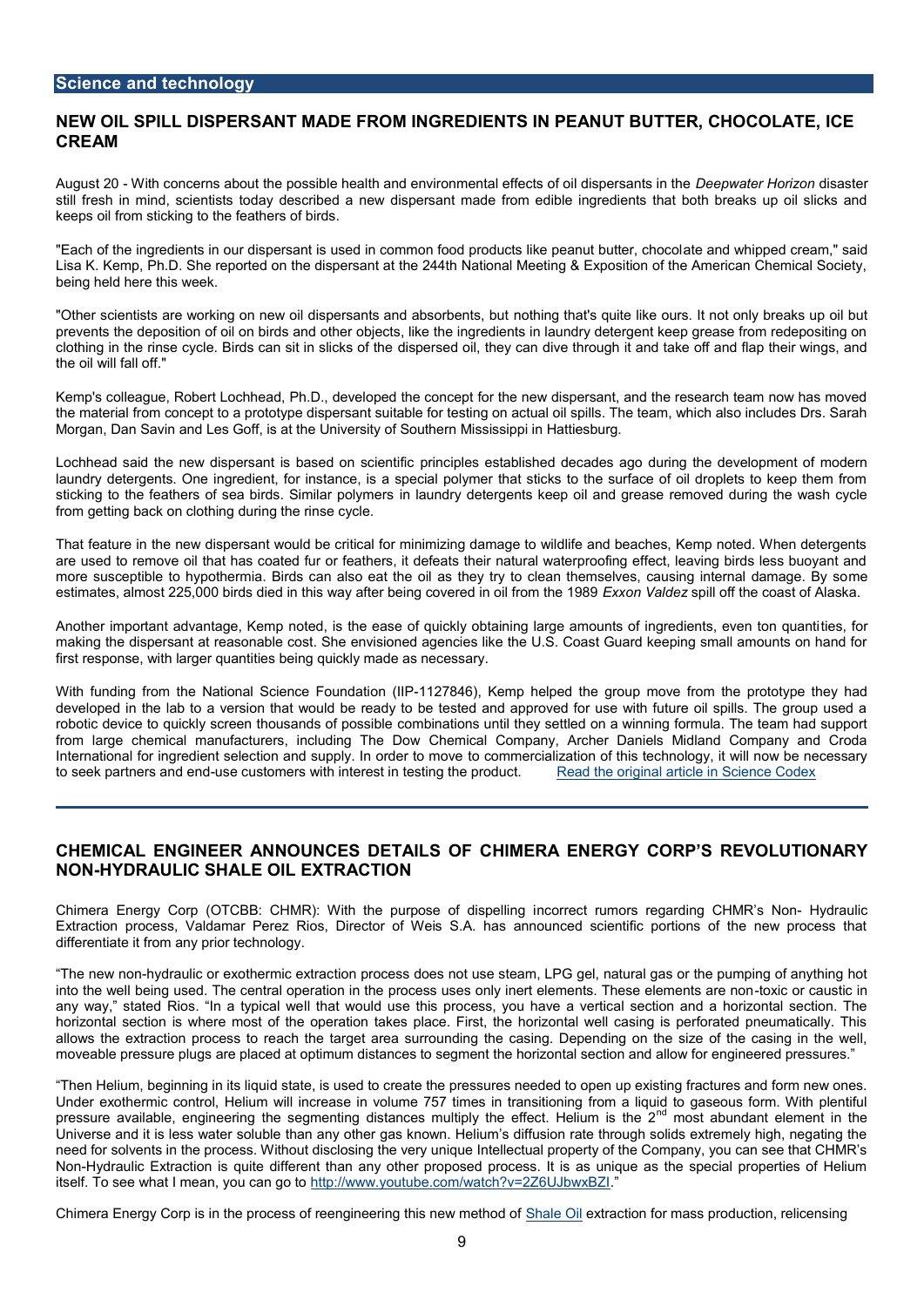## Science and technology

### NEW OIL SPILL DISPERSANT MADE FROM INGREDIENTS IN PEANUT BUTTER, CHOCOLATE, ICE CREAM

August 20 - With concerns about the possible health and environmental effects of oil dispersants in the *Deepwater Horizon* disaster still fresh in mind, scientists today described a new dispersant made from edible ingredients that both breaks up oil slicks and keeps oil from sticking to the feathers of birds.

"Each of the ingredients in our dispersant is used in common food products like peanut butter, chocolate and whipped cream," said Lisa K. Kemp, Ph.D. She reported on the dispersant at the 244th National Meeting & Exposition of the American Chemical Society, being held here this week.

"Other scientists are working on new oil dispersants and absorbents, but nothing that's quite like ours. It not only breaks up oil but prevents the deposition of oil on birds and other objects, like the ingredients in laundry detergent keep grease from redepositing on clothing in the rinse cycle. Birds can sit in slicks of the dispersed oil, they can dive through it and take off and flap their wings, and the oil will fall off."

Kemp's colleague, Robert Lochhead, Ph.D., developed the concept for the new dispersant, and the research team now has moved the material from concept to a prototype dispersant suitable for testing on actual oil spills. The team, which also includes Drs. Sarah Morgan, Dan Savin and Les Goff, is at the University of Southern Mississippi in Hattiesburg.

Lochhead said the new dispersant is based on scientific principles established decades ago during the development of modern laundry detergents. One ingredient, for instance, is a special polymer that sticks to the surface of oil droplets to keep them from sticking to the feathers of sea birds. Similar polymers in laundry detergents keep oil and grease removed during the wash cycle from getting back on clothing during the rinse cycle.

That feature in the new dispersant would be critical for minimizing damage to wildlife and beaches, Kemp noted. When detergents are used to remove oil that has coated fur or feathers, it defeats their natural waterproofing effect, leaving birds less buoyant and more susceptible to hypothermia. Birds can also eat the oil as they try to clean themselves, causing internal damage. By some estimates, almost 225,000 birds died in this way after being covered in oil from the 1989 *Exxon Valdez* spill off the coast of Alaska.

Another important advantage, Kemp noted, is the ease of quickly obtaining large amounts of ingredients, even ton quantities, for making the dispersant at reasonable cost. She envisioned agencies like the U.S. Coast Guard keeping small amounts on hand for first response, with larger quantities being quickly made as necessary.

With funding from the National Science Foundation (IIP-1127846), Kemp helped the group move from the prototype they had developed in the lab to a version that would be ready to be tested and approved for use with future oil spills. The group used a robotic device to quickly screen thousands of possible combinations until they settled on a winning formula. The team had support from large chemical manufacturers, including The Dow Chemical Company, Archer Daniels Midland Company and Croda International for ingredient selection and supply. In order to move to commercialization of this technology, it will now be necessary to seek partners and end-use customers with interest in testing the product. Read the original article in Science Codex

---

### CHEMICAL ENGINEER ANNOUNCES DETAILS OF CHIMERA ENERGY CORP'S REVOLUTIONARY NON-HYDRAULIC SHALE OIL EXTRACTION

Chimera Energy Corp (OTCBB: CHMR): With the purpose of dispelling incorrect rumors regarding CHMR's Non- Hydraulic Extraction process, Valdamar Perez Rios, Director of Weis S.A. has announced scientific portions of the new process that differentiate it from any prior technology.

"The new non-hydraulic or exothermic extraction process does not use steam, LPG gel, natural gas or the pumping of anything hot into the well being used. The central operation in the process uses only inert elements. These elements are non-toxic or caustic in any way," stated Rios. "In a typical well that would use this process, you have a vertical section and a horizontal section. The horizontal section is where most of the operation takes place. First, the horizontal well casing is perforated pneumatically. This allows the extraction process to reach the target area surrounding the casing. Depending on the size of the casing in the well, moveable pressure plugs are placed at optimum distances to segment the horizontal section and allow for engineered pressures."

"Then Helium, beginning in its liquid state, is used to create the pressures needed to open up existing fractures and form new ones. Under exothermic control, Helium will increase in volume 757 times in transitioning from a liquid to gaseous form. With plentiful pressure available, engineering the segmenting distances multiply the effect. Helium is the 2nd most abundant element in the Universe and it is less water soluble than any other gas known. Helium's diffusion rate through solids extremely high, negating the need for solvents in the process. Without disclosing the very unique Intellectual property of the Company, you can see that CHMR's Non-Hydraulic Extraction is quite different than any other proposed process. It is as unique as the special properties of Helium itself. To see what I mean, you can go to http://www.youtube.com/watch?v=2Z6UJbwxBZI."

Chimera Energy Corp is in the process of reengineering this new method of Shale Oil extraction for mass production, relicensing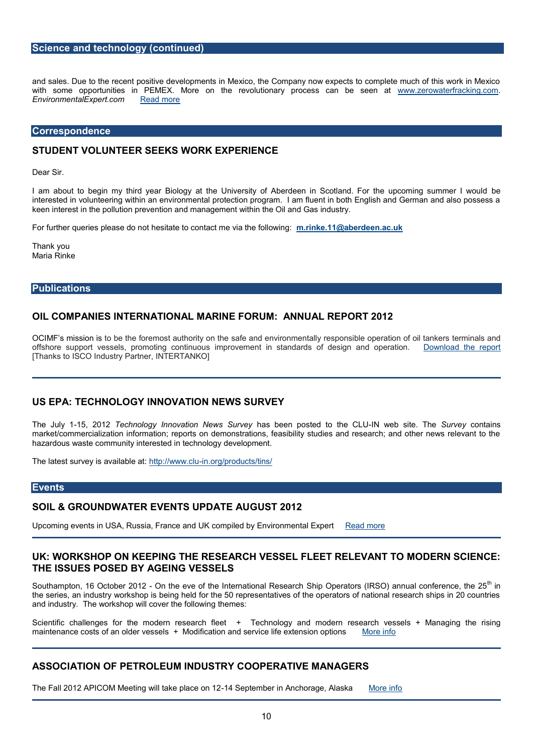## Science and technology (continued)

and sales. Due to the recent positive developments in Mexico, the Company now expects to complete much of this work in Mexico with some opportunities in PEMEX. More on the revolutionary process can be seen at www.zerowaterfracking.com. *EnvironmentalExpert.com* Read more

## Correspondence

### STUDENT VOLUNTEER SEEKS WORK EXPERIENCE

Dear Sir.

I am about to begin my third year Biology at the University of Aberdeen in Scotland. For the upcoming summer I would be interested in volunteering within an environmental protection program. I am fluent in both English and German and also possess a keen interest in the pollution prevention and management within the Oil and Gas industry.

For further queries please do not hesitate to contact me via the following: **m.rinke.11@aberdeen.ac.uk**

Thank you
Maria Rinke

## Publications

### OIL COMPANIES INTERNATIONAL MARINE FORUM: ANNUAL REPORT 2012

OCIMF's mission is to be the foremost authority on the safe and environmentally responsible operation of oil tankers terminals and offshore support vessels, promoting continuous improvement in standards of design and operation. Download the report [Thanks to ISCO Industry Partner, INTERTANKO]

---

### US EPA: TECHNOLOGY INNOVATION NEWS SURVEY

The July 1-15, 2012 *Technology Innovation News Survey* has been posted to the CLU-IN web site. The *Survey* contains market/commercialization information; reports on demonstrations, feasibility studies and research; and other news relevant to the hazardous waste community interested in technology development.

The latest survey is available at: http://www.clu-in.org/products/tins/

## Events

### SOIL & GROUNDWATER EVENTS UPDATE AUGUST 2012

Upcoming events in USA, Russia, France and UK compiled by Environmental Expert Read more

---

### UK: WORKSHOP ON KEEPING THE RESEARCH VESSEL FLEET RELEVANT TO MODERN SCIENCE: THE ISSUES POSED BY AGEING VESSELS

Southampton, 16 October 2012 - On the eve of the International Research Ship Operators (IRSO) annual conference, the 25th in the series, an industry workshop is being held for the 50 representatives of the operators of national research ships in 20 countries and industry. The workshop will cover the following themes:

Scientific challenges for the modern research fleet + Technology and modern research vessels + Managing the rising maintenance costs of an older vessels + Modification and service life extension options More info

---

### ASSOCIATION OF PETROLEUM INDUSTRY COOPERATIVE MANAGERS

The Fall 2012 APICOM Meeting will take place on 12-14 September in Anchorage, Alaska More info

---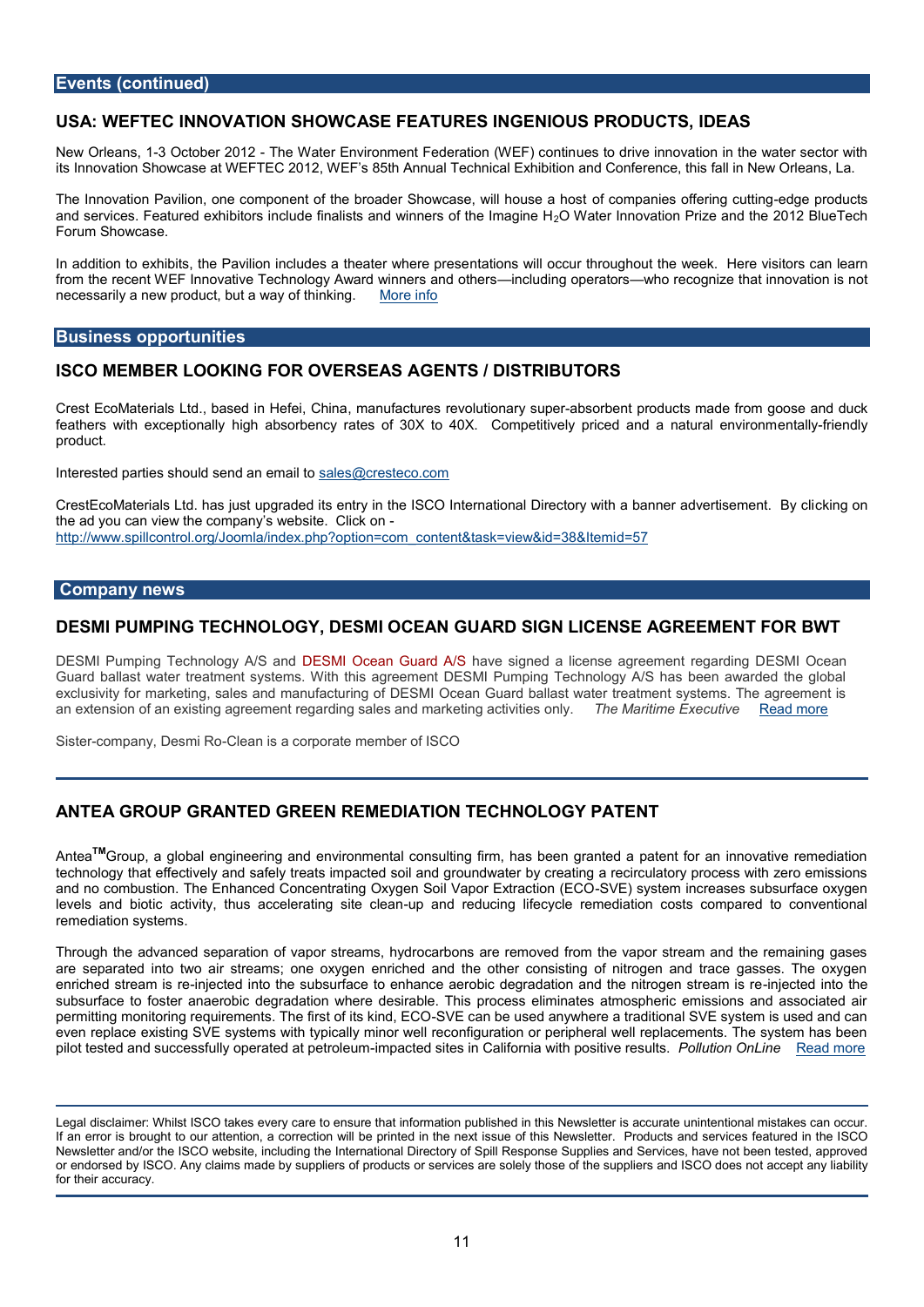## Events (continued)

### USA: WEFTEC INNOVATION SHOWCASE FEATURES INGENIOUS PRODUCTS, IDEAS

New Orleans, 1-3 October 2012 - The Water Environment Federation (WEF) continues to drive innovation in the water sector with its Innovation Showcase at WEFTEC 2012, WEF's 85th Annual Technical Exhibition and Conference, this fall in New Orleans, La.

The Innovation Pavilion, one component of the broader Showcase, will house a host of companies offering cutting-edge products and services. Featured exhibitors include finalists and winners of the Imagine $H_2O$ Water Innovation Prize and the 2012 BlueTech Forum Showcase.

In addition to exhibits, the Pavilion includes a theater where presentations will occur throughout the week. Here visitors can learn from the recent WEF Innovative Technology Award winners and others—including operators—who recognize that innovation is not necessarily a new product, but a way of thinking. More info

## Business opportunities

### ISCO MEMBER LOOKING FOR OVERSEAS AGENTS / DISTRIBUTORS

Crest EcoMaterials Ltd., based in Hefei, China, manufactures revolutionary super-absorbent products made from goose and duck feathers with exceptionally high absorbency rates of 30X to 40X. Competitively priced and a natural environmentally-friendly product.

Interested parties should send an email to sales@cresteco.com

CrestEcoMaterials Ltd. has just upgraded its entry in the ISCO International Directory with a banner advertisement. By clicking on the ad you can view the company's website. Click on -
http://www.spillcontrol.org/Joomla/index.php?option=com_content&task=view&id=38&Itemid=57

## Company news

### DESMI PUMPING TECHNOLOGY, DESMI OCEAN GUARD SIGN LICENSE AGREEMENT FOR BWT

DESMI Pumping Technology A/S and DESMI Ocean Guard A/S have signed a license agreement regarding DESMI Ocean Guard ballast water treatment systems. With this agreement DESMI Pumping Technology A/S has been awarded the global exclusivity for marketing, sales and manufacturing of DESMI Ocean Guard ballast water treatment systems. The agreement is an extension of an existing agreement regarding sales and marketing activities only. *The Maritime Executive* Read more

Sister-company, Desmi Ro-Clean is a corporate member of ISCO

### ANTEA GROUP GRANTED GREEN REMEDIATION TECHNOLOGY PATENT

Antea™Group, a global engineering and environmental consulting firm, has been granted a patent for an innovative remediation technology that effectively and safely treats impacted soil and groundwater by creating a recirculatory process with zero emissions and no combustion. The Enhanced Concentrating Oxygen Soil Vapor Extraction (ECO-SVE) system increases subsurface oxygen levels and biotic activity, thus accelerating site clean-up and reducing lifecycle remediation costs compared to conventional remediation systems.

Through the advanced separation of vapor streams, hydrocarbons are removed from the vapor stream and the remaining gases are separated into two air streams; one oxygen enriched and the other consisting of nitrogen and trace gasses. The oxygen enriched stream is re-injected into the subsurface to enhance aerobic degradation and the nitrogen stream is re-injected into the subsurface to foster anaerobic degradation where desirable. This process eliminates atmospheric emissions and associated air permitting monitoring requirements. The first of its kind, ECO-SVE can be used anywhere a traditional SVE system is used and can even replace existing SVE systems with typically minor well reconfiguration or peripheral well replacements. The system has been pilot tested and successfully operated at petroleum-impacted sites in California with positive results. *Pollution OnLine* Read more

Legal disclaimer: Whilst ISCO takes every care to ensure that information published in this Newsletter is accurate unintentional mistakes can occur. If an error is brought to our attention, a correction will be printed in the next issue of this Newsletter. Products and services featured in the ISCO Newsletter and/or the ISCO website, including the International Directory of Spill Response Supplies and Services, have not been tested, approved or endorsed by ISCO. Any claims made by suppliers of products or services are solely those of the suppliers and ISCO does not accept any liability for their accuracy.